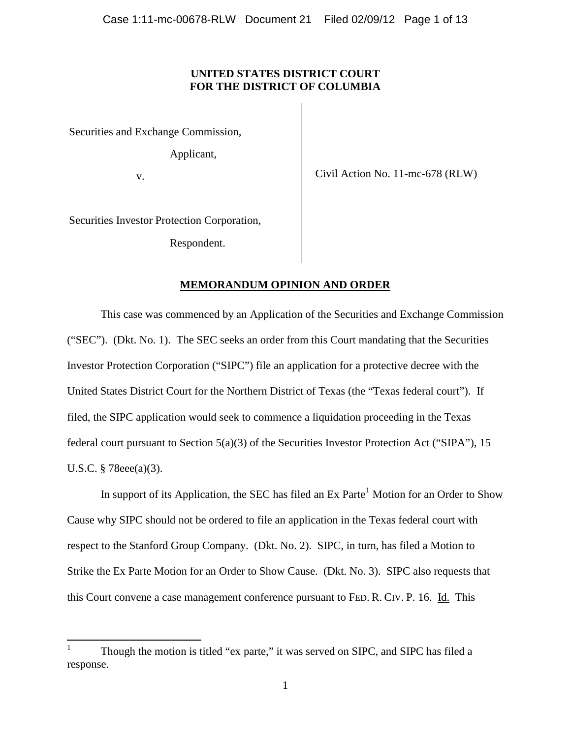**UNITED STATES DISTRICT COURT**
**FOR THE DISTRICT OF COLUMBIA**

| | |
|---|---|
| Securities and Exchange Commission,<br><br>Applicant,<br><br>v.<br><br>Securities Investor Protection Corporation,<br><br>Respondent. | Civil Action No. 11-mc-678 (RLW) |

**MEMORANDUM OPINION AND ORDER**

This case was commenced by an Application of the Securities and Exchange Commission ("SEC"). (Dkt. No. 1). The SEC seeks an order from this Court mandating that the Securities Investor Protection Corporation ("SIPC") file an application for a protective decree with the United States District Court for the Northern District of Texas (the "Texas federal court"). If filed, the SIPC application would seek to commence a liquidation proceeding in the Texas federal court pursuant to Section 5(a)(3) of the Securities Investor Protection Act ("SIPA"), 15 U.S.C. § 78eee(a)(3).

In support of its Application, the SEC has filed an Ex Parte[1] Motion for an Order to Show Cause why SIPC should not be ordered to file an application in the Texas federal court with respect to the Stanford Group Company. (Dkt. No. 2). SIPC, in turn, has filed a Motion to Strike the Ex Parte Motion for an Order to Show Cause. (Dkt. No. 3). SIPC also requests that this Court convene a case management conference pursuant to FED. R. CIV. P. 16. Id. This

[1] Though the motion is titled "ex parte," it was served on SIPC, and SIPC has filed a response.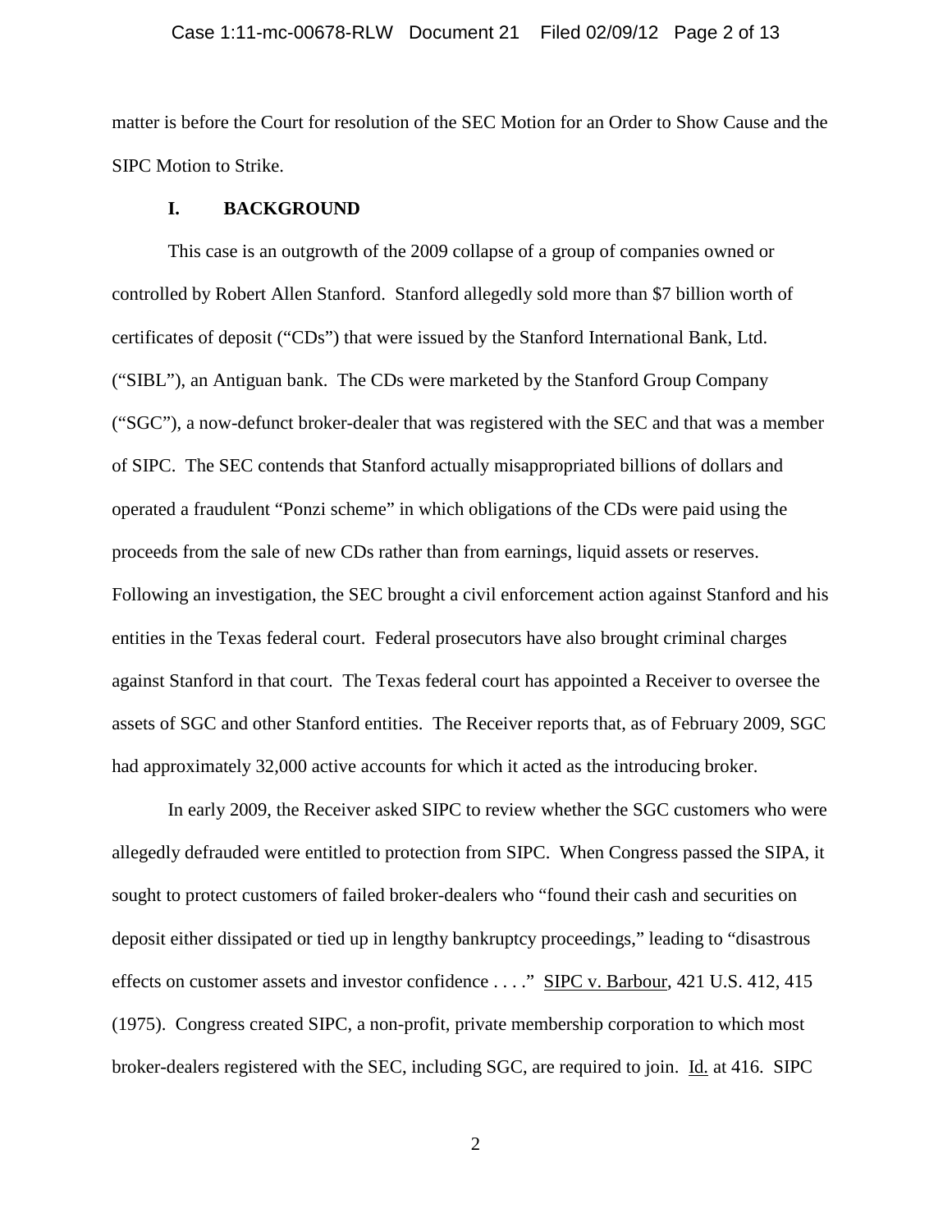matter is before the Court for resolution of the SEC Motion for an Order to Show Cause and the SIPC Motion to Strike.

## I. BACKGROUND

This case is an outgrowth of the 2009 collapse of a group of companies owned or controlled by Robert Allen Stanford. Stanford allegedly sold more than $7 billion worth of certificates of deposit ("CDs") that were issued by the Stanford International Bank, Ltd. ("SIBL"), an Antiguan bank. The CDs were marketed by the Stanford Group Company ("SGC"), a now-defunct broker-dealer that was registered with the SEC and that was a member of SIPC. The SEC contends that Stanford actually misappropriated billions of dollars and operated a fraudulent "Ponzi scheme" in which obligations of the CDs were paid using the proceeds from the sale of new CDs rather than from earnings, liquid assets or reserves. Following an investigation, the SEC brought a civil enforcement action against Stanford and his entities in the Texas federal court. Federal prosecutors have also brought criminal charges against Stanford in that court. The Texas federal court has appointed a Receiver to oversee the assets of SGC and other Stanford entities. The Receiver reports that, as of February 2009, SGC had approximately 32,000 active accounts for which it acted as the introducing broker.

In early 2009, the Receiver asked SIPC to review whether the SGC customers who were allegedly defrauded were entitled to protection from SIPC. When Congress passed the SIPA, it sought to protect customers of failed broker-dealers who "found their cash and securities on deposit either dissipated or tied up in lengthy bankruptcy proceedings," leading to "disastrous effects on customer assets and investor confidence . . . ." SIPC v. Barbour, 421 U.S. 412, 415 (1975). Congress created SIPC, a non-profit, private membership corporation to which most broker-dealers registered with the SEC, including SGC, are required to join. Id. at 416. SIPC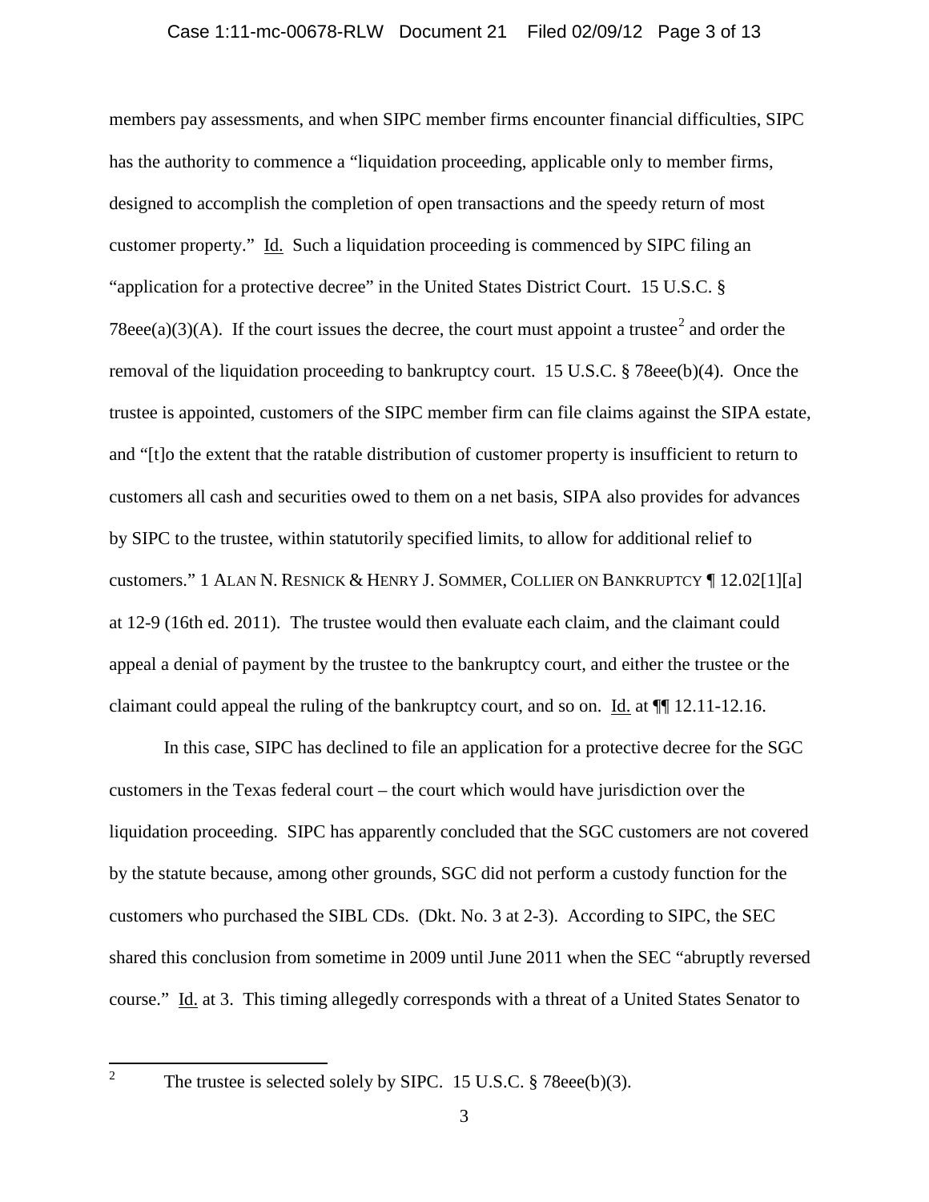members pay assessments, and when SIPC member firms encounter financial difficulties, SIPC has the authority to commence a "liquidation proceeding, applicable only to member firms, designed to accomplish the completion of open transactions and the speedy return of most customer property." Id. Such a liquidation proceeding is commenced by SIPC filing an "application for a protective decree" in the United States District Court. 15 U.S.C. § 78eee(a)(3)(A). If the court issues the decree, the court must appoint a trustee[2] and order the removal of the liquidation proceeding to bankruptcy court. 15 U.S.C. § 78eee(b)(4). Once the trustee is appointed, customers of the SIPC member firm can file claims against the SIPA estate, and "[t]o the extent that the ratable distribution of customer property is insufficient to return to customers all cash and securities owed to them on a net basis, SIPA also provides for advances by SIPC to the trustee, within statutorily specified limits, to allow for additional relief to customers." 1 ALAN N. RESNICK & HENRY J. SOMMER, COLLIER ON BANKRUPTCY ¶ 12.02[1][a] at 12-9 (16th ed. 2011). The trustee would then evaluate each claim, and the claimant could appeal a denial of payment by the trustee to the bankruptcy court, and either the trustee or the claimant could appeal the ruling of the bankruptcy court, and so on. Id. at ¶¶ 12.11-12.16.

In this case, SIPC has declined to file an application for a protective decree for the SGC customers in the Texas federal court – the court which would have jurisdiction over the liquidation proceeding. SIPC has apparently concluded that the SGC customers are not covered by the statute because, among other grounds, SGC did not perform a custody function for the customers who purchased the SIBL CDs. (Dkt. No. 3 at 2-3). According to SIPC, the SEC shared this conclusion from sometime in 2009 until June 2011 when the SEC "abruptly reversed course." Id. at 3. This timing allegedly corresponds with a threat of a United States Senator to

[2] The trustee is selected solely by SIPC. 15 U.S.C. § 78eee(b)(3).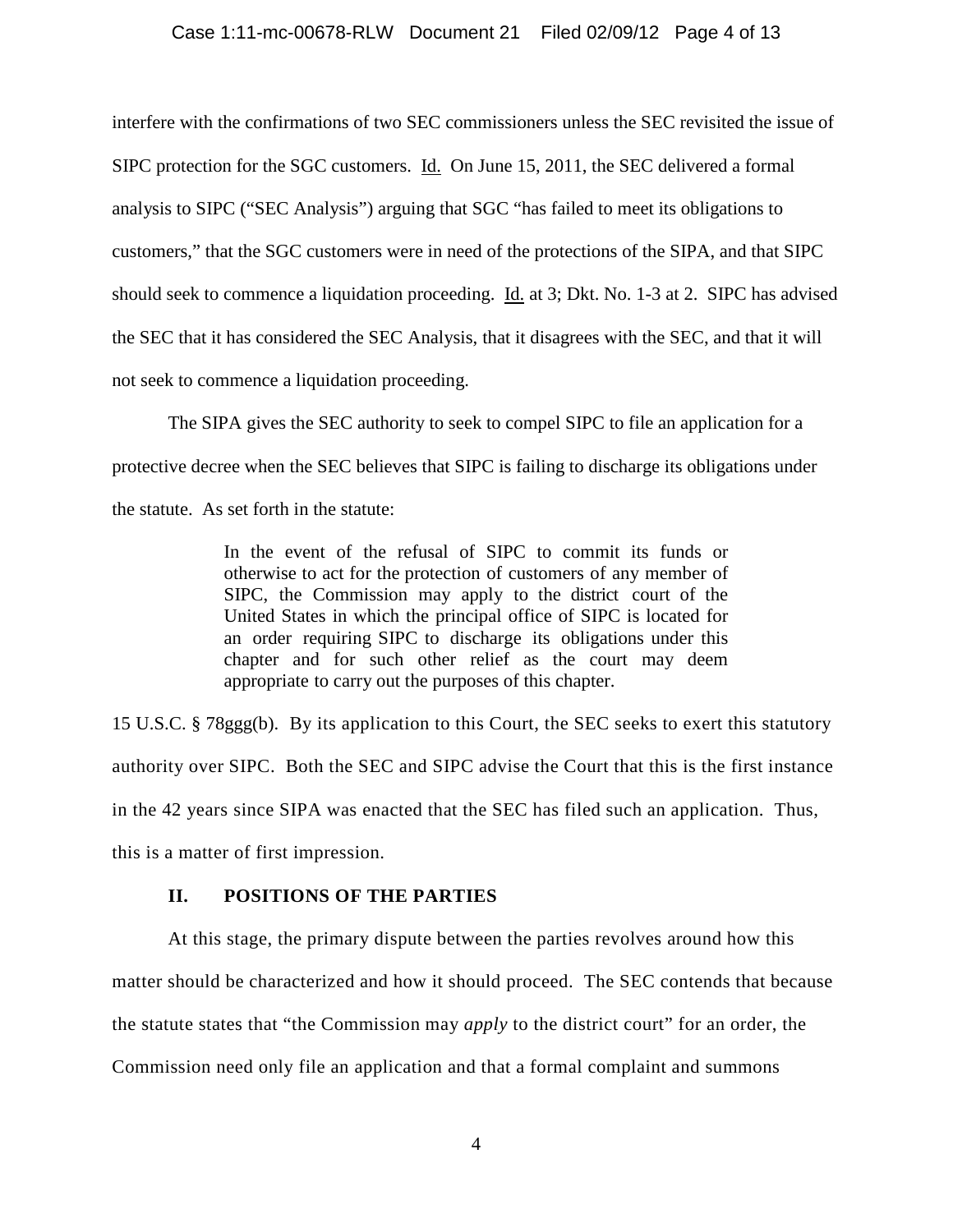interfere with the confirmations of two SEC commissioners unless the SEC revisited the issue of SIPC protection for the SGC customers. Id. On June 15, 2011, the SEC delivered a formal analysis to SIPC ("SEC Analysis") arguing that SGC "has failed to meet its obligations to customers," that the SGC customers were in need of the protections of the SIPA, and that SIPC should seek to commence a liquidation proceeding. Id. at 3; Dkt. No. 1-3 at 2. SIPC has advised the SEC that it has considered the SEC Analysis, that it disagrees with the SEC, and that it will not seek to commence a liquidation proceeding.

The SIPA gives the SEC authority to seek to compel SIPC to file an application for a protective decree when the SEC believes that SIPC is failing to discharge its obligations under the statute. As set forth in the statute:

> In the event of the refusal of SIPC to commit its funds or otherwise to act for the protection of customers of any member of SIPC, the Commission may apply to the district court of the United States in which the principal office of SIPC is located for an order requiring SIPC to discharge its obligations under this chapter and for such other relief as the court may deem appropriate to carry out the purposes of this chapter.

15 U.S.C. § 78ggg(b). By its application to this Court, the SEC seeks to exert this statutory authority over SIPC. Both the SEC and SIPC advise the Court that this is the first instance in the 42 years since SIPA was enacted that the SEC has filed such an application. Thus, this is a matter of first impression.

## II. POSITIONS OF THE PARTIES

At this stage, the primary dispute between the parties revolves around how this matter should be characterized and how it should proceed. The SEC contends that because the statute states that "the Commission may *apply* to the district court" for an order, the Commission need only file an application and that a formal complaint and summons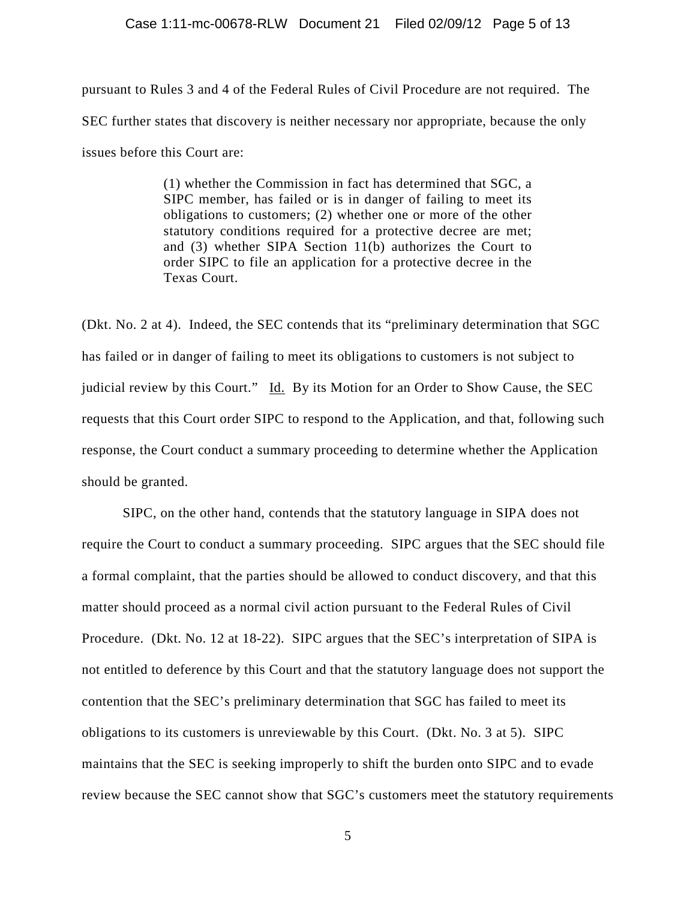pursuant to Rules 3 and 4 of the Federal Rules of Civil Procedure are not required. The SEC further states that discovery is neither necessary nor appropriate, because the only issues before this Court are:

> (1) whether the Commission in fact has determined that SGC, a SIPC member, has failed or is in danger of failing to meet its obligations to customers; (2) whether one or more of the other statutory conditions required for a protective decree are met; and (3) whether SIPA Section 11(b) authorizes the Court to order SIPC to file an application for a protective decree in the Texas Court.

(Dkt. No. 2 at 4). Indeed, the SEC contends that its "preliminary determination that SGC has failed or in danger of failing to meet its obligations to customers is not subject to judicial review by this Court." Id. By its Motion for an Order to Show Cause, the SEC requests that this Court order SIPC to respond to the Application, and that, following such response, the Court conduct a summary proceeding to determine whether the Application should be granted.

SIPC, on the other hand, contends that the statutory language in SIPA does not require the Court to conduct a summary proceeding. SIPC argues that the SEC should file a formal complaint, that the parties should be allowed to conduct discovery, and that this matter should proceed as a normal civil action pursuant to the Federal Rules of Civil Procedure. (Dkt. No. 12 at 18-22). SIPC argues that the SEC's interpretation of SIPA is not entitled to deference by this Court and that the statutory language does not support the contention that the SEC's preliminary determination that SGC has failed to meet its obligations to its customers is unreviewable by this Court. (Dkt. No. 3 at 5). SIPC maintains that the SEC is seeking improperly to shift the burden onto SIPC and to evade review because the SEC cannot show that SGC's customers meet the statutory requirements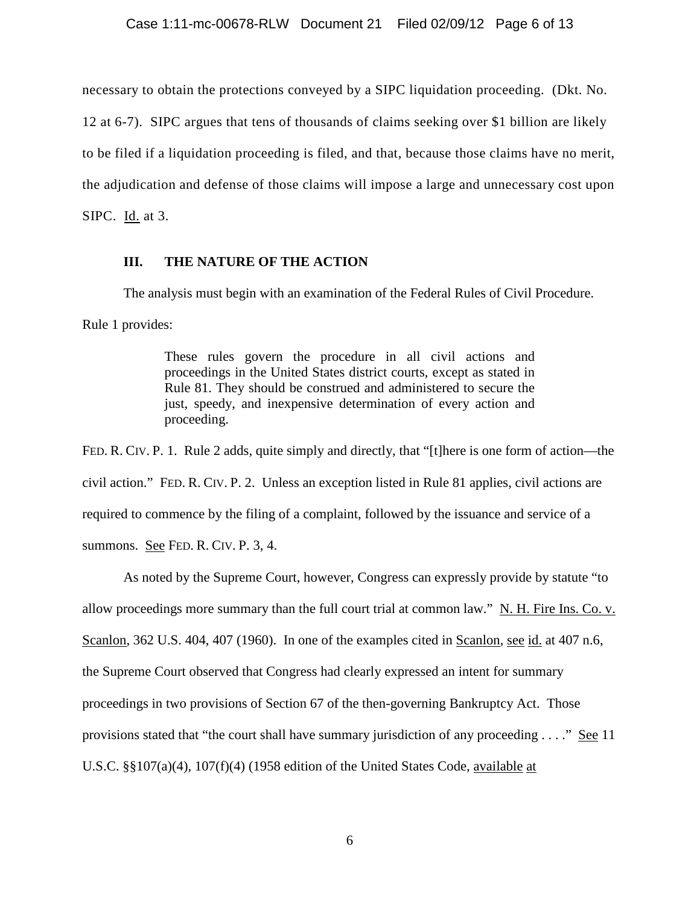necessary to obtain the protections conveyed by a SIPC liquidation proceeding. (Dkt. No. 12 at 6-7). SIPC argues that tens of thousands of claims seeking over $1 billion are likely to be filed if a liquidation proceeding is filed, and that, because those claims have no merit, the adjudication and defense of those claims will impose a large and unnecessary cost upon SIPC. Id. at 3.

## III. THE NATURE OF THE ACTION

The analysis must begin with an examination of the Federal Rules of Civil Procedure. Rule 1 provides:

> These rules govern the procedure in all civil actions and proceedings in the United States district courts, except as stated in Rule 81. They should be construed and administered to secure the just, speedy, and inexpensive determination of every action and proceeding.

FED. R. CIV. P. 1. Rule 2 adds, quite simply and directly, that "[t]here is one form of action—the civil action." FED. R. CIV. P. 2. Unless an exception listed in Rule 81 applies, civil actions are required to commence by the filing of a complaint, followed by the issuance and service of a summons. See FED. R. CIV. P. 3, 4.

As noted by the Supreme Court, however, Congress can expressly provide by statute "to allow proceedings more summary than the full court trial at common law." N. H. Fire Ins. Co. v. Scanlon, 362 U.S. 404, 407 (1960). In one of the examples cited in Scanlon, see id. at 407 n.6, the Supreme Court observed that Congress had clearly expressed an intent for summary proceedings in two provisions of Section 67 of the then-governing Bankruptcy Act. Those provisions stated that "the court shall have summary jurisdiction of any proceeding . . . ." See 11 U.S.C. §§107(a)(4), 107(f)(4) (1958 edition of the United States Code, available at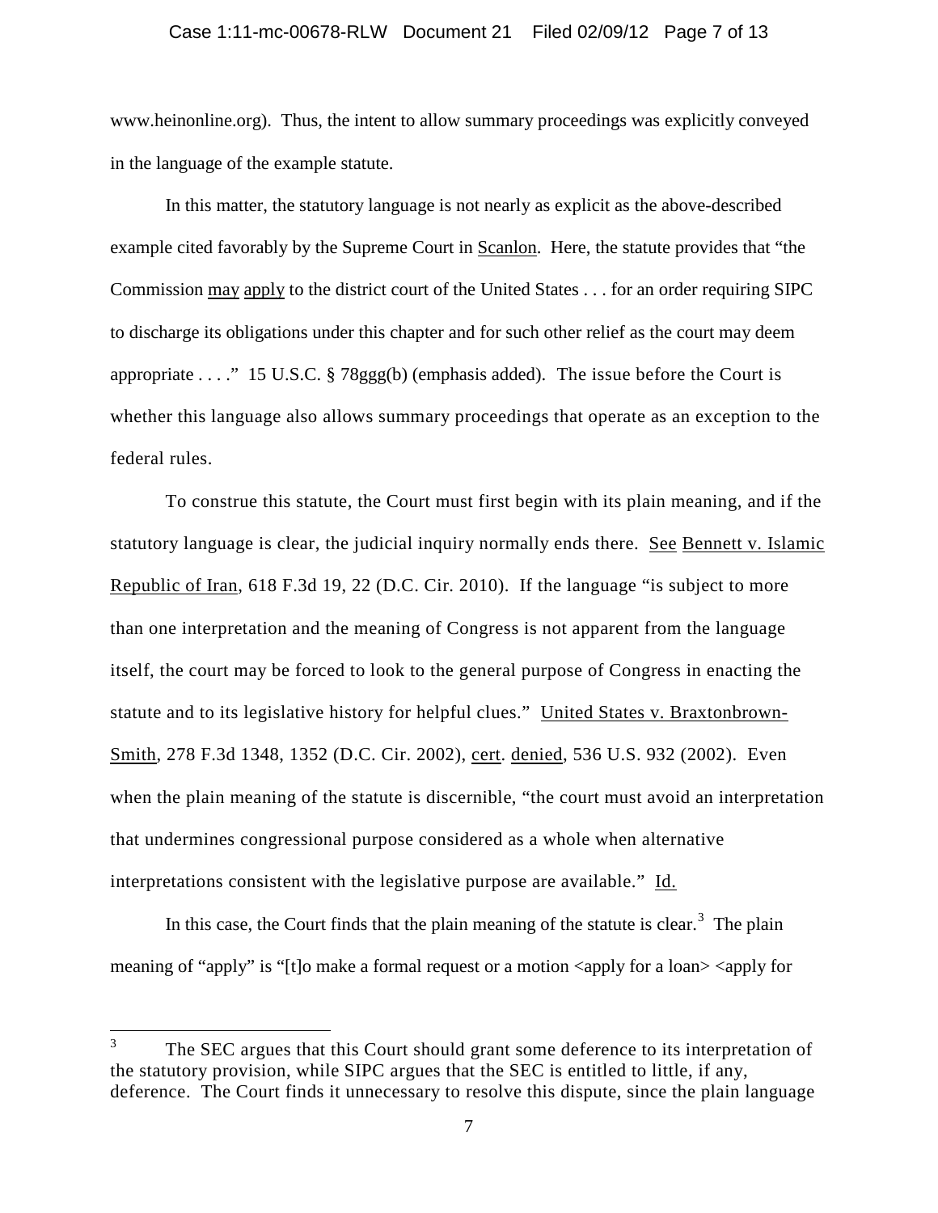www.heinonline.org). Thus, the intent to allow summary proceedings was explicitly conveyed in the language of the example statute.

In this matter, the statutory language is not nearly as explicit as the above-described example cited favorably by the Supreme Court in Scanlon. Here, the statute provides that "the Commission may apply to the district court of the United States . . . for an order requiring SIPC to discharge its obligations under this chapter and for such other relief as the court may deem appropriate . . . ." 15 U.S.C. § 78ggg(b) (emphasis added). The issue before the Court is whether this language also allows summary proceedings that operate as an exception to the federal rules.

To construe this statute, the Court must first begin with its plain meaning, and if the statutory language is clear, the judicial inquiry normally ends there. See Bennett v. Islamic Republic of Iran, 618 F.3d 19, 22 (D.C. Cir. 2010). If the language "is subject to more than one interpretation and the meaning of Congress is not apparent from the language itself, the court may be forced to look to the general purpose of Congress in enacting the statute and to its legislative history for helpful clues." United States v. Braxtonbrown-Smith, 278 F.3d 1348, 1352 (D.C. Cir. 2002), cert. denied, 536 U.S. 932 (2002). Even when the plain meaning of the statute is discernible, "the court must avoid an interpretation that undermines congressional purpose considered as a whole when alternative interpretations consistent with the legislative purpose are available." Id.

In this case, the Court finds that the plain meaning of the statute is clear.[3] The plain meaning of "apply" is "[t]o make a formal request or a motion <apply for a loan> <apply for

---

[3] The SEC argues that this Court should grant some deference to its interpretation of the statutory provision, while SIPC argues that the SEC is entitled to little, if any, deference. The Court finds it unnecessary to resolve this dispute, since the plain language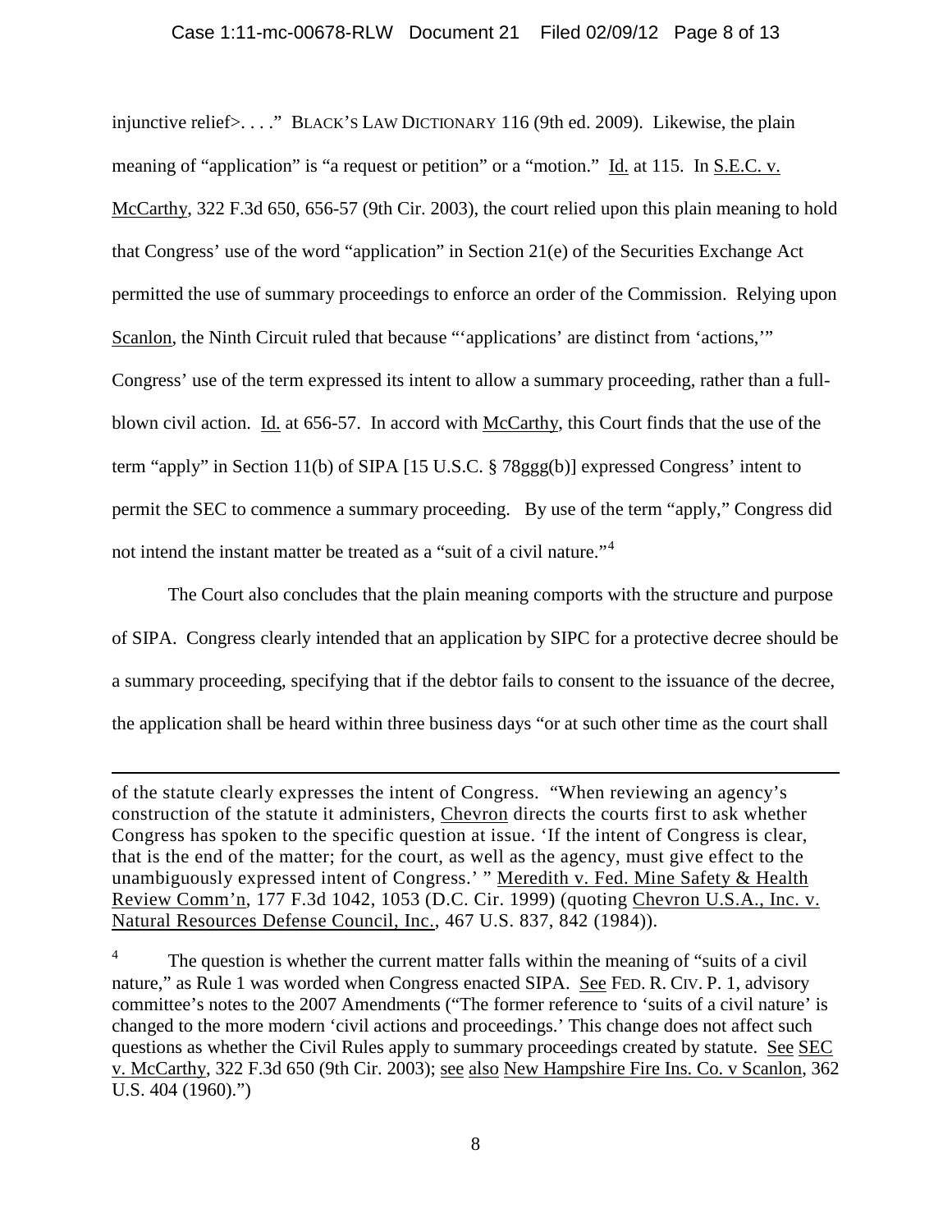injunctive relief>. . . ." BLACK'S LAW DICTIONARY 116 (9th ed. 2009). Likewise, the plain meaning of "application" is "a request or petition" or a "motion." Id. at 115. In S.E.C. v. McCarthy, 322 F.3d 650, 656-57 (9th Cir. 2003), the court relied upon this plain meaning to hold that Congress' use of the word "application" in Section 21(e) of the Securities Exchange Act permitted the use of summary proceedings to enforce an order of the Commission. Relying upon Scanlon, the Ninth Circuit ruled that because "'applications' are distinct from 'actions,'" Congress' use of the term expressed its intent to allow a summary proceeding, rather than a full-blown civil action. Id. at 656-57. In accord with McCarthy, this Court finds that the use of the term "apply" in Section 11(b) of SIPA [15 U.S.C. § 78ggg(b)] expressed Congress' intent to permit the SEC to commence a summary proceeding. By use of the term "apply," Congress did not intend the instant matter be treated as a "suit of a civil nature."[4]

The Court also concludes that the plain meaning comports with the structure and purpose of SIPA. Congress clearly intended that an application by SIPC for a protective decree should be a summary proceeding, specifying that if the debtor fails to consent to the issuance of the decree, the application shall be heard within three business days "or at such other time as the court shall

---

of the statute clearly expresses the intent of Congress. "When reviewing an agency's construction of the statute it administers, Chevron directs the courts first to ask whether Congress has spoken to the specific question at issue. 'If the intent of Congress is clear, that is the end of the matter; for the court, as well as the agency, must give effect to the unambiguously expressed intent of Congress.' " Meredith v. Fed. Mine Safety & Health Review Comm'n, 177 F.3d 1042, 1053 (D.C. Cir. 1999) (quoting Chevron U.S.A., Inc. v. Natural Resources Defense Council, Inc., 467 U.S. 837, 842 (1984)).

[4] The question is whether the current matter falls within the meaning of "suits of a civil nature," as Rule 1 was worded when Congress enacted SIPA. See FED. R. CIV. P. 1, advisory committee's notes to the 2007 Amendments ("The former reference to 'suits of a civil nature' is changed to the more modern 'civil actions and proceedings.' This change does not affect such questions as whether the Civil Rules apply to summary proceedings created by statute. See SEC v. McCarthy, 322 F.3d 650 (9th Cir. 2003); see also New Hampshire Fire Ins. Co. v Scanlon, 362 U.S. 404 (1960).")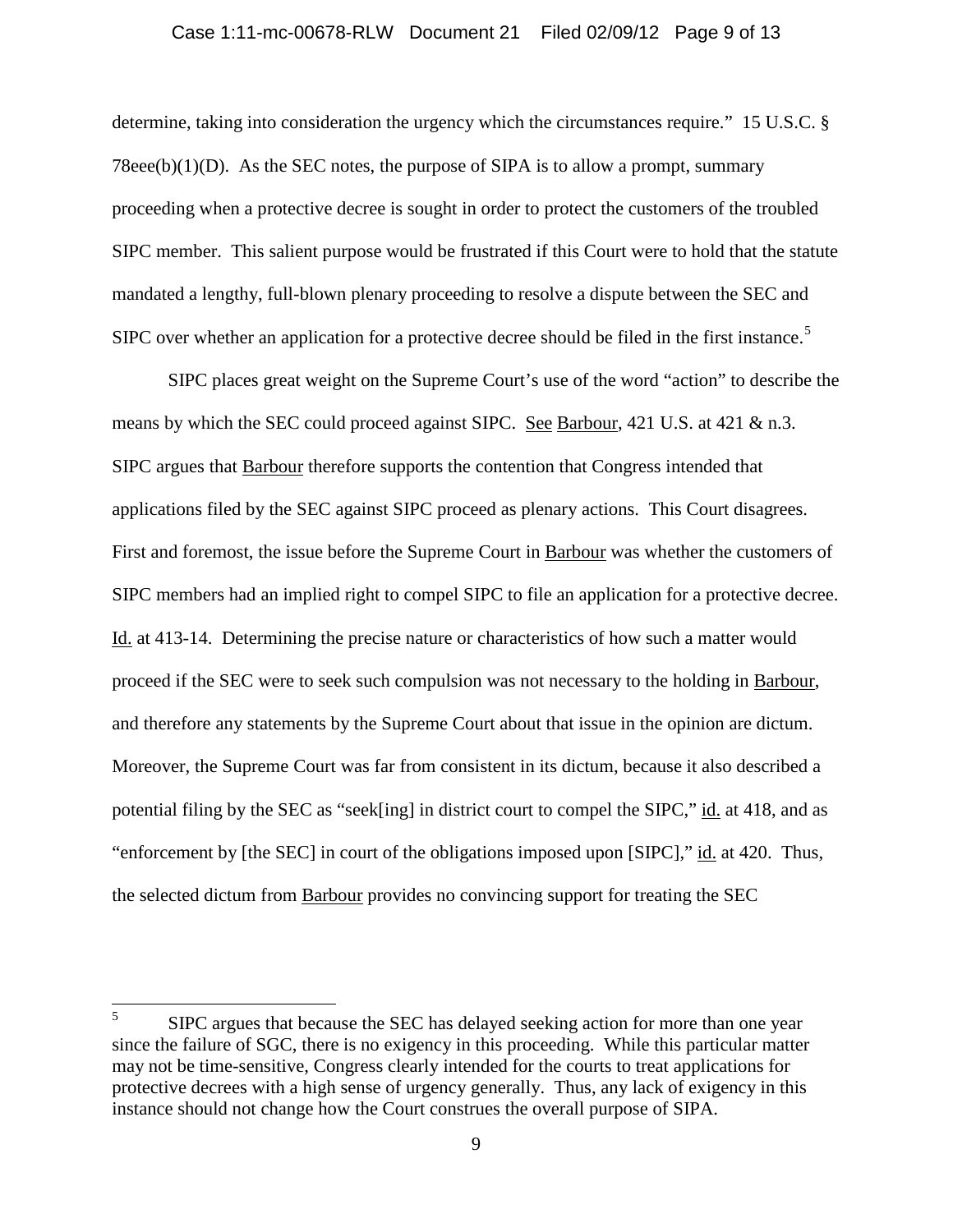determine, taking into consideration the urgency which the circumstances require." 15 U.S.C. § 78eee(b)(1)(D). As the SEC notes, the purpose of SIPA is to allow a prompt, summary proceeding when a protective decree is sought in order to protect the customers of the troubled SIPC member. This salient purpose would be frustrated if this Court were to hold that the statute mandated a lengthy, full-blown plenary proceeding to resolve a dispute between the SEC and SIPC over whether an application for a protective decree should be filed in the first instance.[5]

SIPC places great weight on the Supreme Court's use of the word "action" to describe the means by which the SEC could proceed against SIPC. See Barbour, 421 U.S. at 421 & n.3. SIPC argues that Barbour therefore supports the contention that Congress intended that applications filed by the SEC against SIPC proceed as plenary actions. This Court disagrees. First and foremost, the issue before the Supreme Court in Barbour was whether the customers of SIPC members had an implied right to compel SIPC to file an application for a protective decree. Id. at 413-14. Determining the precise nature or characteristics of how such a matter would proceed if the SEC were to seek such compulsion was not necessary to the holding in Barbour, and therefore any statements by the Supreme Court about that issue in the opinion are dictum. Moreover, the Supreme Court was far from consistent in its dictum, because it also described a potential filing by the SEC as "seek[ing] in district court to compel the SIPC," id. at 418, and as "enforcement by [the SEC] in court of the obligations imposed upon [SIPC]," id. at 420. Thus, the selected dictum from Barbour provides no convincing support for treating the SEC

---

[5] SIPC argues that because the SEC has delayed seeking action for more than one year since the failure of SGC, there is no exigency in this proceeding. While this particular matter may not be time-sensitive, Congress clearly intended for the courts to treat applications for protective decrees with a high sense of urgency generally. Thus, any lack of exigency in this instance should not change how the Court construes the overall purpose of SIPA.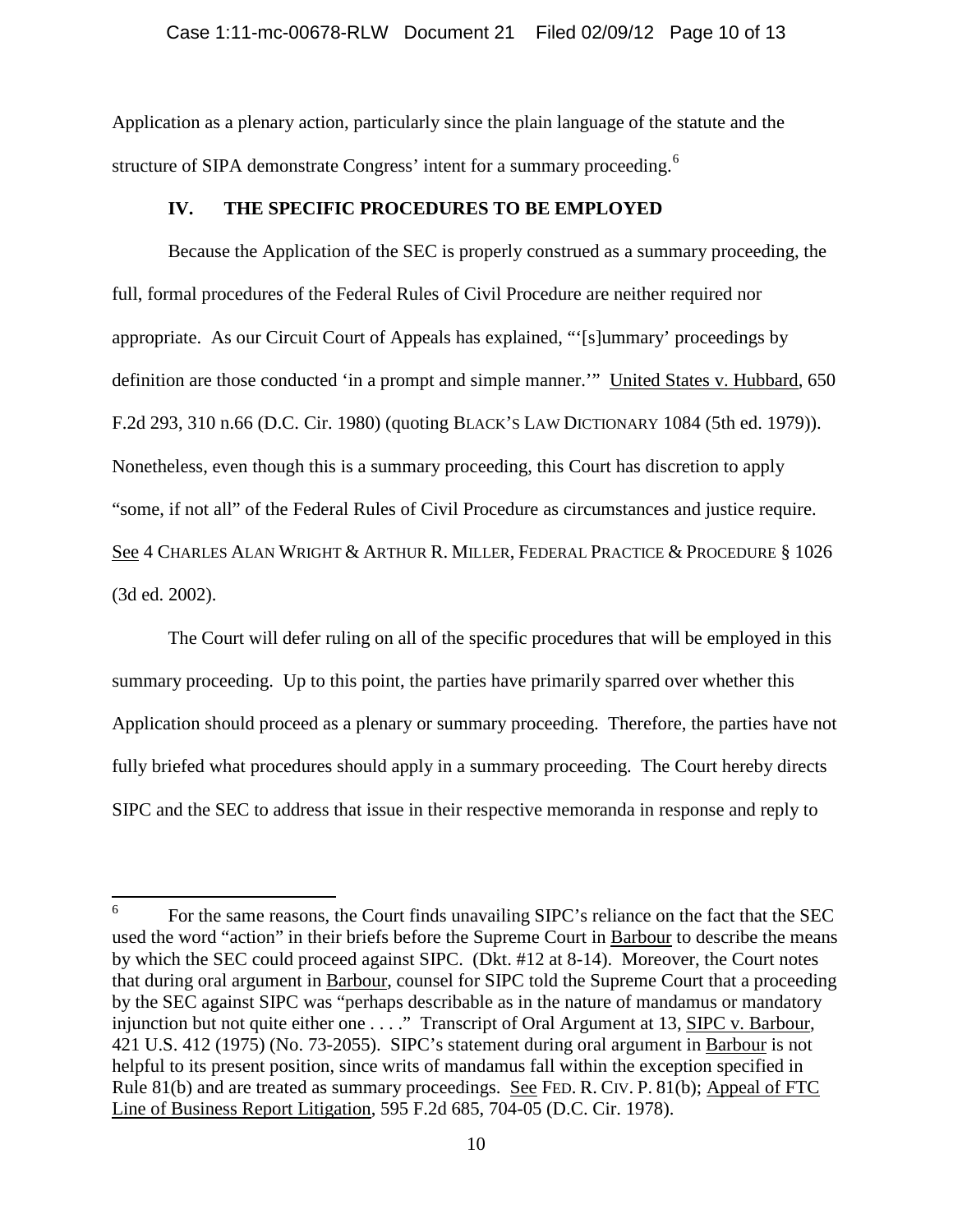Application as a plenary action, particularly since the plain language of the statute and the structure of SIPA demonstrate Congress' intent for a summary proceeding.[6]

## IV. THE SPECIFIC PROCEDURES TO BE EMPLOYED

Because the Application of the SEC is properly construed as a summary proceeding, the full, formal procedures of the Federal Rules of Civil Procedure are neither required nor appropriate. As our Circuit Court of Appeals has explained, "'[s]ummary' proceedings by definition are those conducted 'in a prompt and simple manner.'" United States v. Hubbard, 650 F.2d 293, 310 n.66 (D.C. Cir. 1980) (quoting BLACK'S LAW DICTIONARY 1084 (5th ed. 1979)). Nonetheless, even though this is a summary proceeding, this Court has discretion to apply "some, if not all" of the Federal Rules of Civil Procedure as circumstances and justice require. See 4 CHARLES ALAN WRIGHT & ARTHUR R. MILLER, FEDERAL PRACTICE & PROCEDURE § 1026 (3d ed. 2002).

The Court will defer ruling on all of the specific procedures that will be employed in this summary proceeding. Up to this point, the parties have primarily sparred over whether this Application should proceed as a plenary or summary proceeding. Therefore, the parties have not fully briefed what procedures should apply in a summary proceeding. The Court hereby directs SIPC and the SEC to address that issue in their respective memoranda in response and reply to

---

[6] For the same reasons, the Court finds unavailing SIPC's reliance on the fact that the SEC used the word "action" in their briefs before the Supreme Court in Barbour to describe the means by which the SEC could proceed against SIPC. (Dkt. #12 at 8-14). Moreover, the Court notes that during oral argument in Barbour, counsel for SIPC told the Supreme Court that a proceeding by the SEC against SIPC was "perhaps describable as in the nature of mandamus or mandatory injunction but not quite either one . . . ." Transcript of Oral Argument at 13, SIPC v. Barbour, 421 U.S. 412 (1975) (No. 73-2055). SIPC's statement during oral argument in Barbour is not helpful to its present position, since writs of mandamus fall within the exception specified in Rule 81(b) and are treated as summary proceedings. See FED. R. CIV. P. 81(b); Appeal of FTC Line of Business Report Litigation, 595 F.2d 685, 704-05 (D.C. Cir. 1978).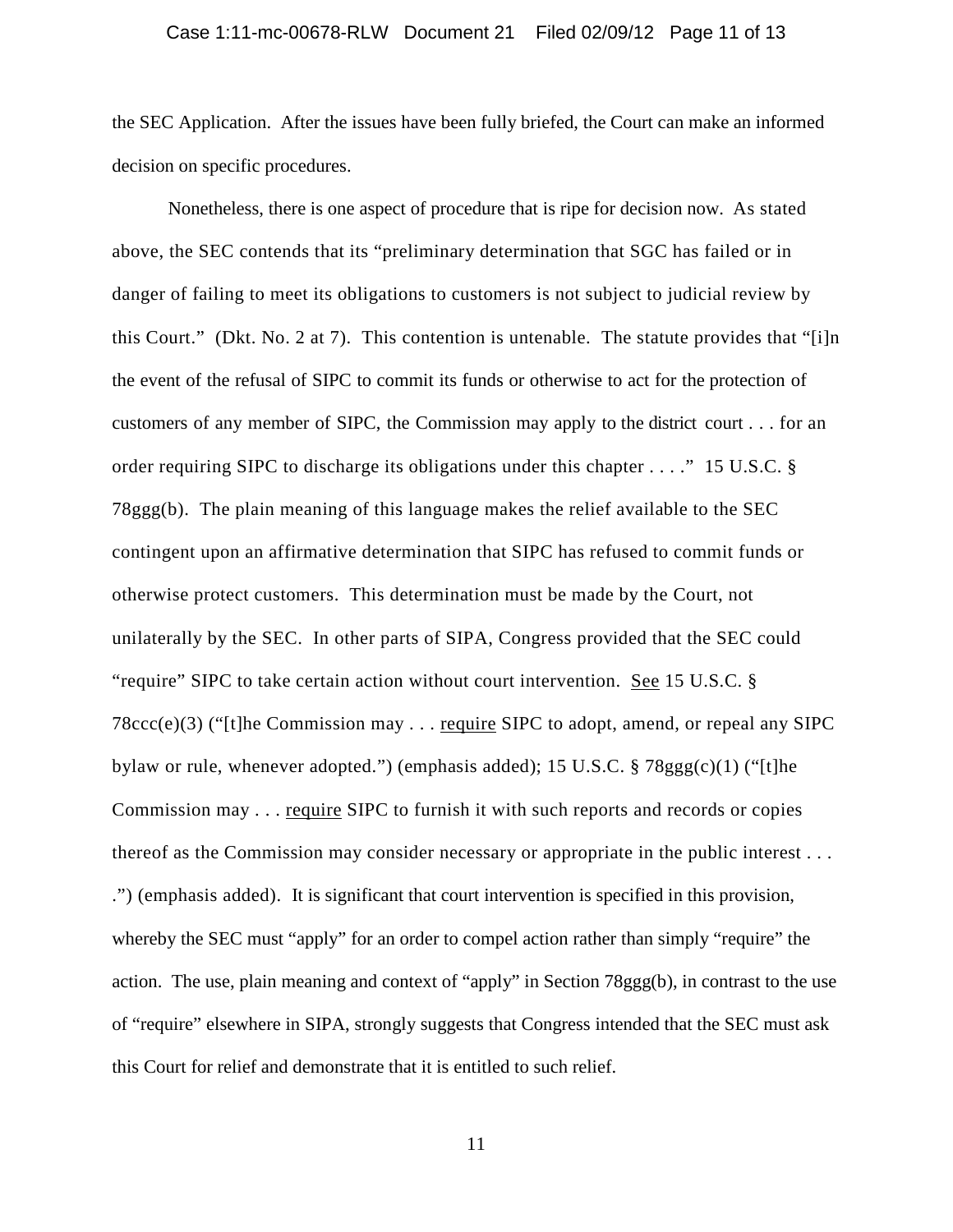the SEC Application. After the issues have been fully briefed, the Court can make an informed decision on specific procedures.

Nonetheless, there is one aspect of procedure that is ripe for decision now. As stated above, the SEC contends that its "preliminary determination that SGC has failed or in danger of failing to meet its obligations to customers is not subject to judicial review by this Court." (Dkt. No. 2 at 7). This contention is untenable. The statute provides that "[i]n the event of the refusal of SIPC to commit its funds or otherwise to act for the protection of customers of any member of SIPC, the Commission may apply to the district court . . . for an order requiring SIPC to discharge its obligations under this chapter . . . ." 15 U.S.C. § 78ggg(b). The plain meaning of this language makes the relief available to the SEC contingent upon an affirmative determination that SIPC has refused to commit funds or otherwise protect customers. This determination must be made by the Court, not unilaterally by the SEC. In other parts of SIPA, Congress provided that the SEC could "require" SIPC to take certain action without court intervention. <u>See</u> 15 U.S.C. § 78ccc(e)(3) ("[t]he Commission may . . . <u>require</u> SIPC to adopt, amend, or repeal any SIPC bylaw or rule, whenever adopted.") (emphasis added); 15 U.S.C. § 78ggg(c)(1) ("[t]he Commission may . . . <u>require</u> SIPC to furnish it with such reports and records or copies thereof as the Commission may consider necessary or appropriate in the public interest . . . .") (emphasis added). It is significant that court intervention is specified in this provision, whereby the SEC must "apply" for an order to compel action rather than simply "require" the action. The use, plain meaning and context of "apply" in Section 78ggg(b), in contrast to the use of "require" elsewhere in SIPA, strongly suggests that Congress intended that the SEC must ask this Court for relief and demonstrate that it is entitled to such relief.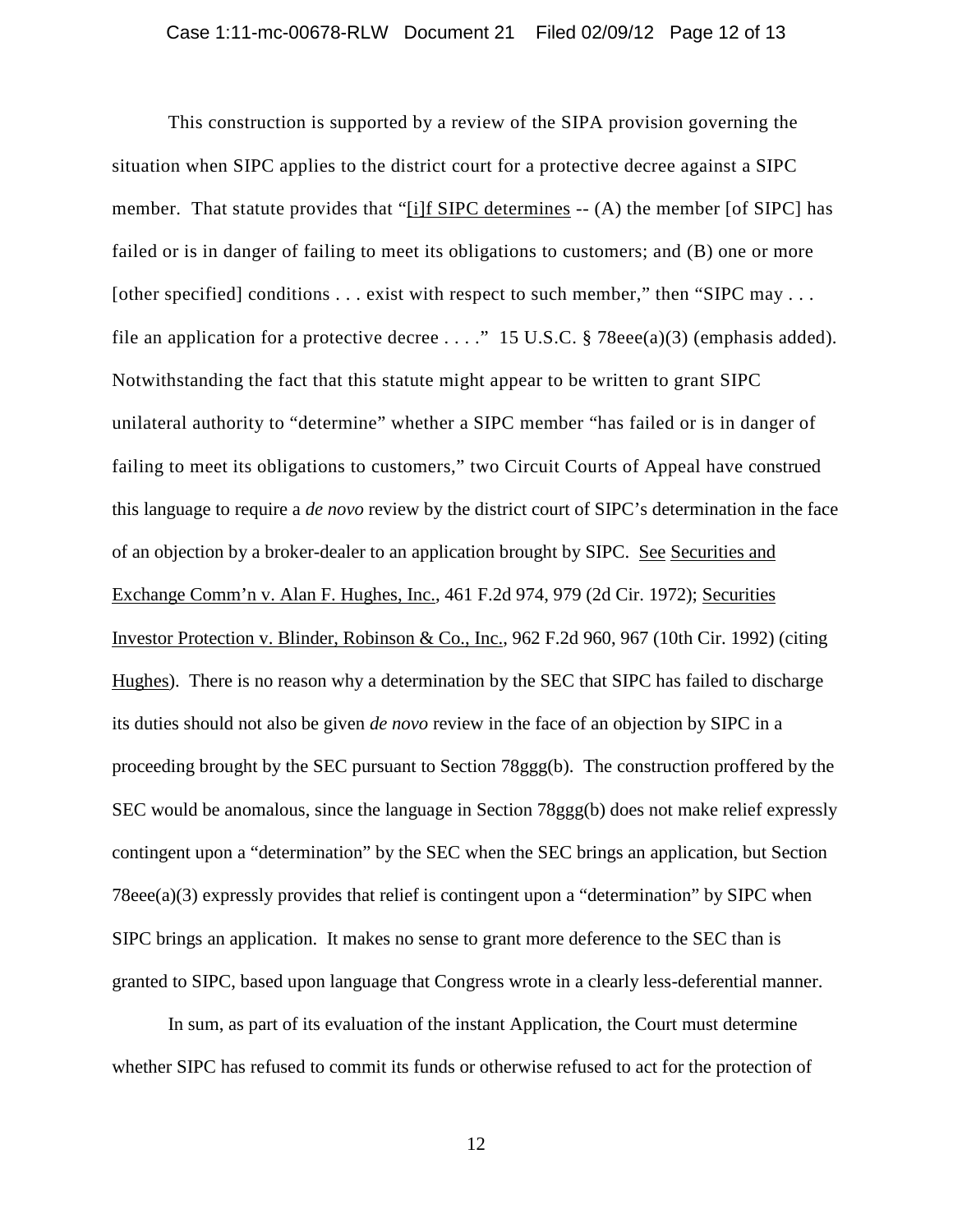This construction is supported by a review of the SIPA provision governing the situation when SIPC applies to the district court for a protective decree against a SIPC member. That statute provides that "[i]f SIPC determines -- (A) the member [of SIPC] has failed or is in danger of failing to meet its obligations to customers; and (B) one or more [other specified] conditions . . . exist with respect to such member," then "SIPC may . . . file an application for a protective decree . . . ." 15 U.S.C. § 78eee(a)(3) (emphasis added). Notwithstanding the fact that this statute might appear to be written to grant SIPC unilateral authority to "determine" whether a SIPC member "has failed or is in danger of failing to meet its obligations to customers," two Circuit Courts of Appeal have construed this language to require a *de novo* review by the district court of SIPC's determination in the face of an objection by a broker-dealer to an application brought by SIPC. See Securities and Exchange Comm'n v. Alan F. Hughes, Inc., 461 F.2d 974, 979 (2d Cir. 1972); Securities Investor Protection v. Blinder, Robinson & Co., Inc., 962 F.2d 960, 967 (10th Cir. 1992) (citing Hughes). There is no reason why a determination by the SEC that SIPC has failed to discharge its duties should not also be given *de novo* review in the face of an objection by SIPC in a proceeding brought by the SEC pursuant to Section 78ggg(b). The construction proffered by the SEC would be anomalous, since the language in Section 78ggg(b) does not make relief expressly contingent upon a "determination" by the SEC when the SEC brings an application, but Section 78eee(a)(3) expressly provides that relief is contingent upon a "determination" by SIPC when SIPC brings an application. It makes no sense to grant more deference to the SEC than is granted to SIPC, based upon language that Congress wrote in a clearly less-deferential manner.

In sum, as part of its evaluation of the instant Application, the Court must determine whether SIPC has refused to commit its funds or otherwise refused to act for the protection of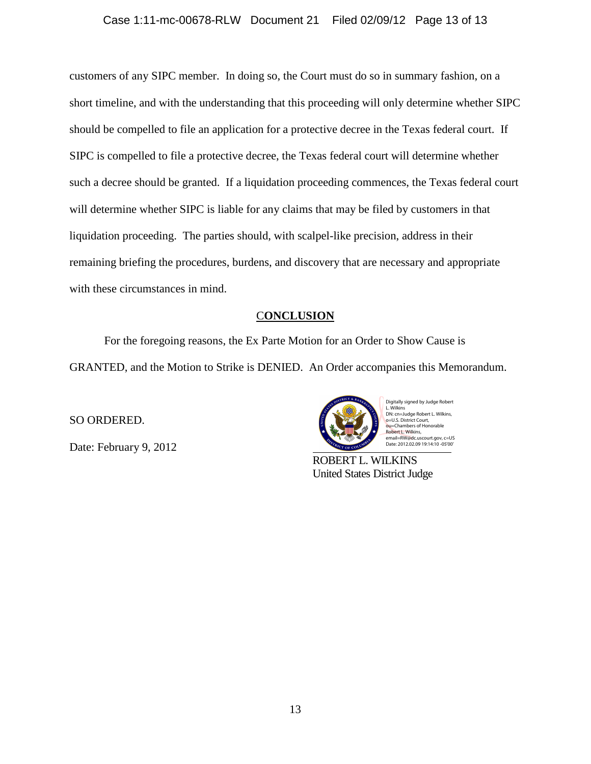customers of any SIPC member. In doing so, the Court must do so in summary fashion, on a short timeline, and with the understanding that this proceeding will only determine whether SIPC should be compelled to file an application for a protective decree in the Texas federal court. If SIPC is compelled to file a protective decree, the Texas federal court will determine whether such a decree should be granted. If a liquidation proceeding commences, the Texas federal court will determine whether SIPC is liable for any claims that may be filed by customers in that liquidation proceeding. The parties should, with scalpel-like precision, address in their remaining briefing the procedures, burdens, and discovery that are necessary and appropriate with these circumstances in mind.

## CONCLUSION

For the foregoing reasons, the Ex Parte Motion for an Order to Show Cause is GRANTED, and the Motion to Strike is DENIED. An Order accompanies this Memorandum.

SO ORDERED.

Date: February 9, 2012

Digitally signed by Judge Robert L. Wilkins
DN: cn=Judge Robert L. Wilkins, o=U.S. District Court, ou=Chambers of Honorable Robert L. Wilkins, email=RW@dc.uscourt.gov, c=US
Date: 2012.02.09 19:14:10 -05'00'

ROBERT L. WILKINS
United States District Judge